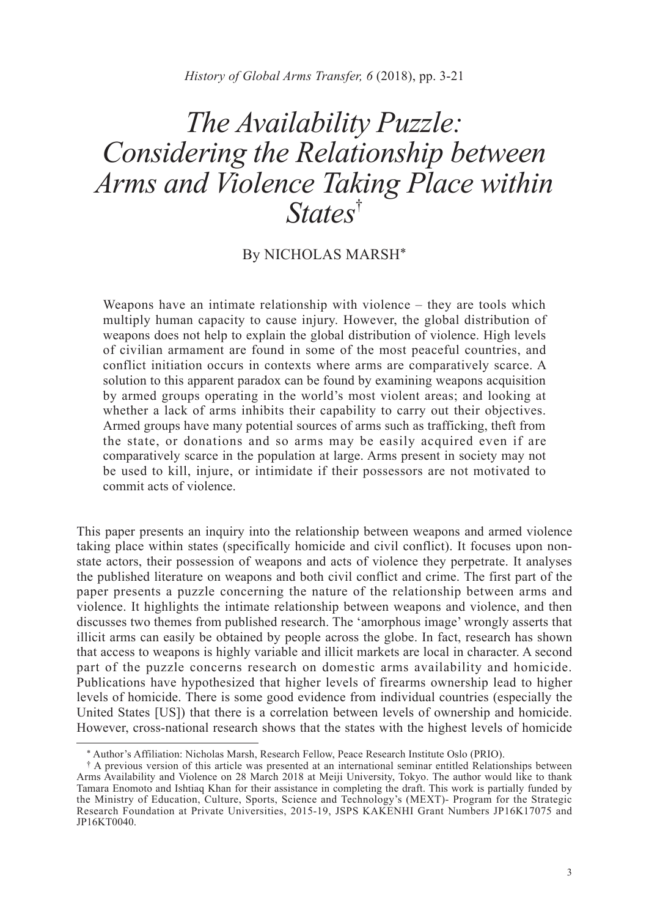# *The Availability Puzzle: Considering the Relationship between Arms and Violence Taking Place within States*[†]

By NICHOLAS MARSH[*]

> Weapons have an intimate relationship with violence – they are tools which multiply human capacity to cause injury. However, the global distribution of weapons does not help to explain the global distribution of violence. High levels of civilian armament are found in some of the most peaceful countries, and conflict initiation occurs in contexts where arms are comparatively scarce. A solution to this apparent paradox can be found by examining weapons acquisition by armed groups operating in the world's most violent areas; and looking at whether a lack of arms inhibits their capability to carry out their objectives. Armed groups have many potential sources of arms such as trafficking, theft from the state, or donations and so arms may be easily acquired even if are comparatively scarce in the population at large. Arms present in society may not be used to kill, injure, or intimidate if their possessors are not motivated to commit acts of violence.

This paper presents an inquiry into the relationship between weapons and armed violence taking place within states (specifically homicide and civil conflict). It focuses upon non-state actors, their possession of weapons and acts of violence they perpetrate. It analyses the published literature on weapons and both civil conflict and crime. The first part of the paper presents a puzzle concerning the nature of the relationship between arms and violence. It highlights the intimate relationship between weapons and violence, and then discusses two themes from published research. The 'amorphous image' wrongly asserts that illicit arms can easily be obtained by people across the globe. In fact, research has shown that access to weapons is highly variable and illicit markets are local in character. A second part of the puzzle concerns research on domestic arms availability and homicide. Publications have hypothesized that higher levels of firearms ownership lead to higher levels of homicide. There is some good evidence from individual countries (especially the United States [US]) that there is a correlation between levels of ownership and homicide. However, cross-national research shows that the states with the highest levels of homicide

---

[*] Author's Affiliation: Nicholas Marsh, Research Fellow, Peace Research Institute Oslo (PRIO).

[†] A previous version of this article was presented at an international seminar entitled Relationships between Arms Availability and Violence on 28 March 2018 at Meiji University, Tokyo. The author would like to thank Tamara Enomoto and Ishtiaq Khan for their assistance in completing the draft. This work is partially funded by the Ministry of Education, Culture, Sports, Science and Technology's (MEXT)- Program for the Strategic Research Foundation at Private Universities, 2015-19, JSPS KAKENHI Grant Numbers JP16K17075 and JP16KT0040.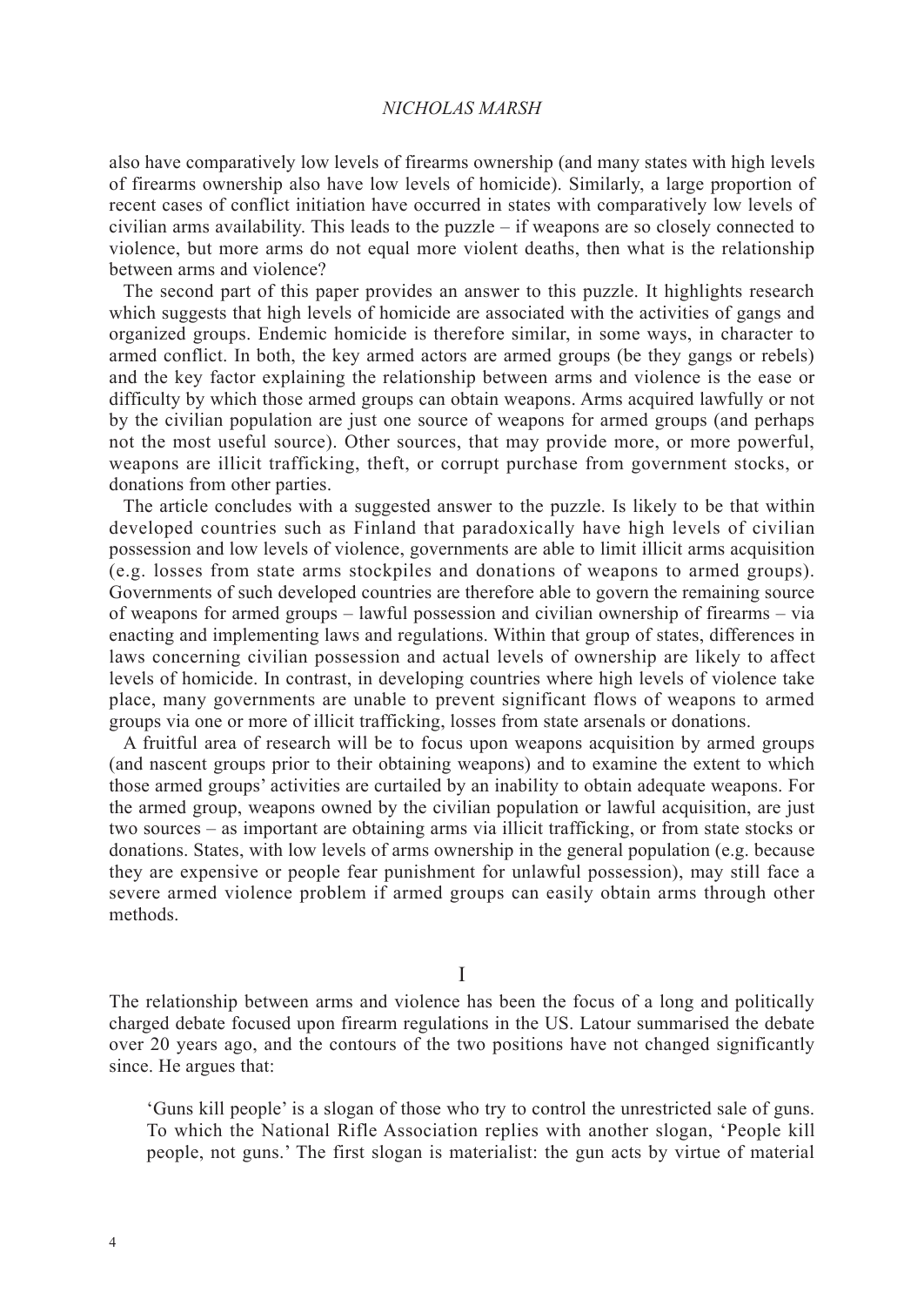also have comparatively low levels of firearms ownership (and many states with high levels of firearms ownership also have low levels of homicide). Similarly, a large proportion of recent cases of conflict initiation have occurred in states with comparatively low levels of civilian arms availability. This leads to the puzzle – if weapons are so closely connected to violence, but more arms do not equal more violent deaths, then what is the relationship between arms and violence?

The second part of this paper provides an answer to this puzzle. It highlights research which suggests that high levels of homicide are associated with the activities of gangs and organized groups. Endemic homicide is therefore similar, in some ways, in character to armed conflict. In both, the key armed actors are armed groups (be they gangs or rebels) and the key factor explaining the relationship between arms and violence is the ease or difficulty by which those armed groups can obtain weapons. Arms acquired lawfully or not by the civilian population are just one source of weapons for armed groups (and perhaps not the most useful source). Other sources, that may provide more, or more powerful, weapons are illicit trafficking, theft, or corrupt purchase from government stocks, or donations from other parties.

The article concludes with a suggested answer to the puzzle. Is likely to be that within developed countries such as Finland that paradoxically have high levels of civilian possession and low levels of violence, governments are able to limit illicit arms acquisition (e.g. losses from state arms stockpiles and donations of weapons to armed groups). Governments of such developed countries are therefore able to govern the remaining source of weapons for armed groups – lawful possession and civilian ownership of firearms – via enacting and implementing laws and regulations. Within that group of states, differences in laws concerning civilian possession and actual levels of ownership are likely to affect levels of homicide. In contrast, in developing countries where high levels of violence take place, many governments are unable to prevent significant flows of weapons to armed groups via one or more of illicit trafficking, losses from state arsenals or donations.

A fruitful area of research will be to focus upon weapons acquisition by armed groups (and nascent groups prior to their obtaining weapons) and to examine the extent to which those armed groups' activities are curtailed by an inability to obtain adequate weapons. For the armed group, weapons owned by the civilian population or lawful acquisition, are just two sources – as important are obtaining arms via illicit trafficking, or from state stocks or donations. States, with low levels of arms ownership in the general population (e.g. because they are expensive or people fear punishment for unlawful possession), may still face a severe armed violence problem if armed groups can easily obtain arms through other methods.

## I

The relationship between arms and violence has been the focus of a long and politically charged debate focused upon firearm regulations in the US. Latour summarised the debate over 20 years ago, and the contours of the two positions have not changed significantly since. He argues that:

> 'Guns kill people' is a slogan of those who try to control the unrestricted sale of guns. To which the National Rifle Association replies with another slogan, 'People kill people, not guns.' The first slogan is materialist: the gun acts by virtue of material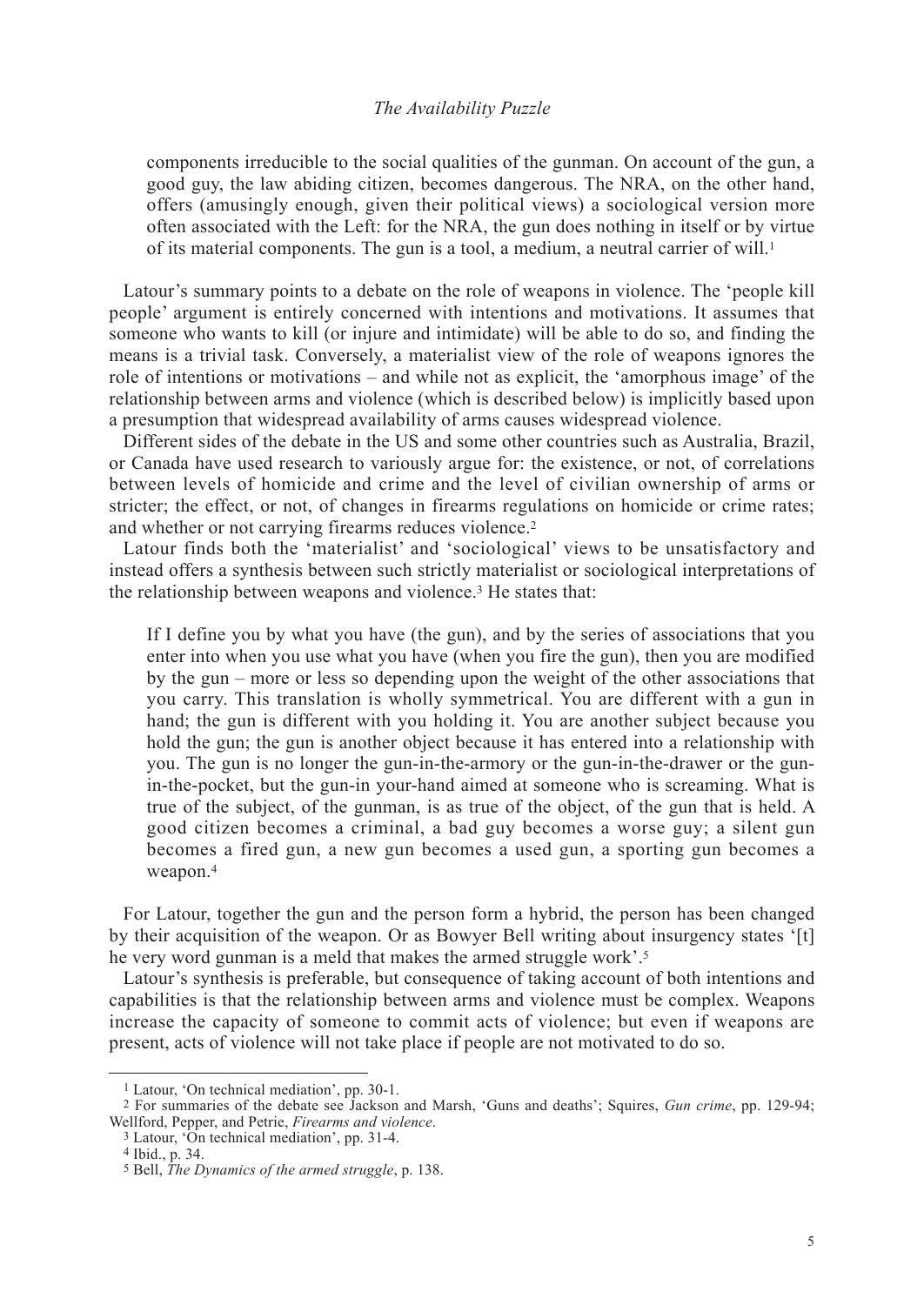> components irreducible to the social qualities of the gunman. On account of the gun, a good guy, the law abiding citizen, becomes dangerous. The NRA, on the other hand, offers (amusingly enough, given their political views) a sociological version more often associated with the Left: for the NRA, the gun does nothing in itself or by virtue of its material components. The gun is a tool, a medium, a neutral carrier of will.[1]

Latour's summary points to a debate on the role of weapons in violence. The 'people kill people' argument is entirely concerned with intentions and motivations. It assumes that someone who wants to kill (or injure and intimidate) will be able to do so, and finding the means is a trivial task. Conversely, a materialist view of the role of weapons ignores the role of intentions or motivations – and while not as explicit, the 'amorphous image' of the relationship between arms and violence (which is described below) is implicitly based upon a presumption that widespread availability of arms causes widespread violence.

Different sides of the debate in the US and some other countries such as Australia, Brazil, or Canada have used research to variously argue for: the existence, or not, of correlations between levels of homicide and crime and the level of civilian ownership of arms or stricter; the effect, or not, of changes in firearms regulations on homicide or crime rates; and whether or not carrying firearms reduces violence.[2]

Latour finds both the 'materialist' and 'sociological' views to be unsatisfactory and instead offers a synthesis between such strictly materialist or sociological interpretations of the relationship between weapons and violence.[3] He states that:

> If I define you by what you have (the gun), and by the series of associations that you enter into when you use what you have (when you fire the gun), then you are modified by the gun – more or less so depending upon the weight of the other associations that you carry. This translation is wholly symmetrical. You are different with a gun in hand; the gun is different with you holding it. You are another subject because you hold the gun; the gun is another object because it has entered into a relationship with you. The gun is no longer the gun-in-the-armory or the gun-in-the-drawer or the gun-in-the-pocket, but the gun-in your-hand aimed at someone who is screaming. What is true of the subject, of the gunman, is as true of the object, of the gun that is held. A good citizen becomes a criminal, a bad guy becomes a worse guy; a silent gun becomes a fired gun, a new gun becomes a used gun, a sporting gun becomes a weapon.[4]

For Latour, together the gun and the person form a hybrid, the person has been changed by their acquisition of the weapon. Or as Bowyer Bell writing about insurgency states '[t]he very word gunman is a meld that makes the armed struggle work'.[5]

Latour's synthesis is preferable, but consequence of taking account of both intentions and capabilities is that the relationship between arms and violence must be complex. Weapons increase the capacity of someone to commit acts of violence; but even if weapons are present, acts of violence will not take place if people are not motivated to do so.

---

[1] Latour, 'On technical mediation', pp. 30-1.

[2] For summaries of the debate see Jackson and Marsh, 'Guns and deaths'; Squires, *Gun crime*, pp. 129-94; Wellford, Pepper, and Petrie, *Firearms and violence*.

[3] Latour, 'On technical mediation', pp. 31-4.

[4] Ibid., p. 34.

[5] Bell, *The Dynamics of the armed struggle*, p. 138.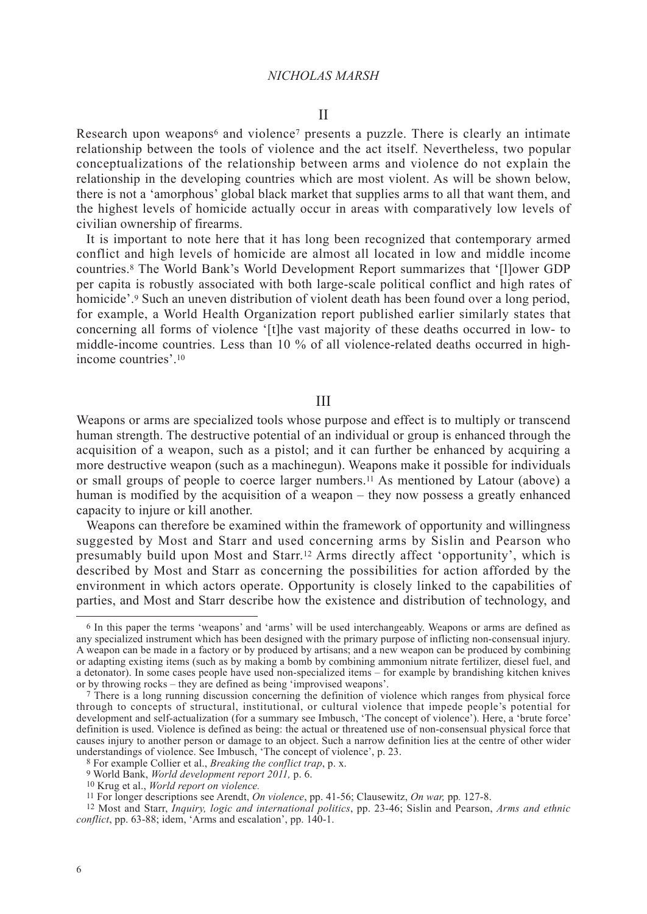## II

Research upon weapons[6] and violence[7] presents a puzzle. There is clearly an intimate relationship between the tools of violence and the act itself. Nevertheless, two popular conceptualizations of the relationship between arms and violence do not explain the relationship in the developing countries which are most violent. As will be shown below, there is not a 'amorphous' global black market that supplies arms to all that want them, and the highest levels of homicide actually occur in areas with comparatively low levels of civilian ownership of firearms.

It is important to note here that it has long been recognized that contemporary armed conflict and high levels of homicide are almost all located in low and middle income countries.[8] The World Bank's World Development Report summarizes that '[l]ower GDP per capita is robustly associated with both large-scale political conflict and high rates of homicide'.[9] Such an uneven distribution of violent death has been found over a long period, for example, a World Health Organization report published earlier similarly states that concerning all forms of violence '[t]he vast majority of these deaths occurred in low- to middle-income countries. Less than 10 % of all violence-related deaths occurred in high-income countries'.[10]

## III

Weapons or arms are specialized tools whose purpose and effect is to multiply or transcend human strength. The destructive potential of an individual or group is enhanced through the acquisition of a weapon, such as a pistol; and it can further be enhanced by acquiring a more destructive weapon (such as a machinegun). Weapons make it possible for individuals or small groups of people to coerce larger numbers.[11] As mentioned by Latour (above) a human is modified by the acquisition of a weapon – they now possess a greatly enhanced capacity to injure or kill another.

Weapons can therefore be examined within the framework of opportunity and willingness suggested by Most and Starr and used concerning arms by Sislin and Pearson who presumably build upon Most and Starr.[12] Arms directly affect 'opportunity', which is described by Most and Starr as concerning the possibilities for action afforded by the environment in which actors operate. Opportunity is closely linked to the capabilities of parties, and Most and Starr describe how the existence and distribution of technology, and

---

[6] In this paper the terms 'weapons' and 'arms' will be used interchangeably. Weapons or arms are defined as any specialized instrument which has been designed with the primary purpose of inflicting non-consensual injury. A weapon can be made in a factory or by produced by artisans; and a new weapon can be produced by combining or adapting existing items (such as by making a bomb by combining ammonium nitrate fertilizer, diesel fuel, and a detonator). In some cases people have used non-specialized items – for example by brandishing kitchen knives or by throwing rocks – they are defined as being 'improvised weapons'.

[7] There is a long running discussion concerning the definition of violence which ranges from physical force through to concepts of structural, institutional, or cultural violence that impede people's potential for development and self-actualization (for a summary see Imbusch, 'The concept of violence'). Here, a 'brute force' definition is used. Violence is defined as being: the actual or threatened use of non-consensual physical force that causes injury to another person or damage to an object. Such a narrow definition lies at the centre of other wider understandings of violence. See Imbusch, 'The concept of violence', p. 23.

[8] For example Collier et al., *Breaking the conflict trap*, p. x.

[9] World Bank, *World development report 2011,* p. 6.

[10] Krug et al., *World report on violence.*

[11] For longer descriptions see Arendt, *On violence*, pp. 41-56; Clausewitz, *On war,* pp*.* 127-8.

[12] Most and Starr, *Inquiry, logic and international politics*, pp. 23-46; Sislin and Pearson, *Arms and ethnic conflict*, pp. 63-88; idem, 'Arms and escalation', pp. 140-1.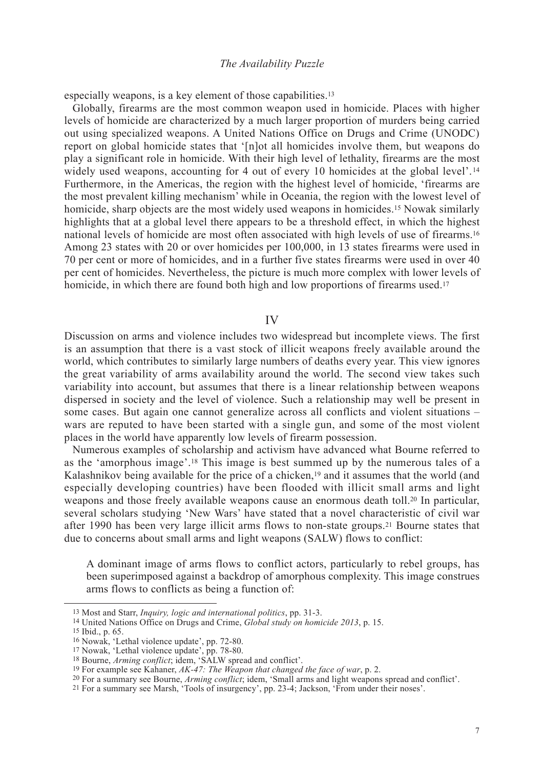especially weapons, is a key element of those capabilities.[13]

Globally, firearms are the most common weapon used in homicide. Places with higher levels of homicide are characterized by a much larger proportion of murders being carried out using specialized weapons. A United Nations Office on Drugs and Crime (UNODC) report on global homicide states that '[n]ot all homicides involve them, but weapons do play a significant role in homicide. With their high level of lethality, firearms are the most widely used weapons, accounting for 4 out of every 10 homicides at the global level'.[14] Furthermore, in the Americas, the region with the highest level of homicide, 'firearms are the most prevalent killing mechanism' while in Oceania, the region with the lowest level of homicide, sharp objects are the most widely used weapons in homicides.[15] Nowak similarly highlights that at a global level there appears to be a threshold effect, in which the highest national levels of homicide are most often associated with high levels of use of firearms.[16] Among 23 states with 20 or over homicides per 100,000, in 13 states firearms were used in 70 per cent or more of homicides, and in a further five states firearms were used in over 40 per cent of homicides. Nevertheless, the picture is much more complex with lower levels of homicide, in which there are found both high and low proportions of firearms used.[17]

## IV

Discussion on arms and violence includes two widespread but incomplete views. The first is an assumption that there is a vast stock of illicit weapons freely available around the world, which contributes to similarly large numbers of deaths every year. This view ignores the great variability of arms availability around the world. The second view takes such variability into account, but assumes that there is a linear relationship between weapons dispersed in society and the level of violence. Such a relationship may well be present in some cases. But again one cannot generalize across all conflicts and violent situations – wars are reputed to have been started with a single gun, and some of the most violent places in the world have apparently low levels of firearm possession.

Numerous examples of scholarship and activism have advanced what Bourne referred to as the 'amorphous image'.[18] This image is best summed up by the numerous tales of a Kalashnikov being available for the price of a chicken,[19] and it assumes that the world (and especially developing countries) have been flooded with illicit small arms and light weapons and those freely available weapons cause an enormous death toll.[20] In particular, several scholars studying 'New Wars' have stated that a novel characteristic of civil war after 1990 has been very large illicit arms flows to non-state groups.[21] Bourne states that due to concerns about small arms and light weapons (SALW) flows to conflict:

> A dominant image of arms flows to conflict actors, particularly to rebel groups, has been superimposed against a backdrop of amorphous complexity. This image construes arms flows to conflicts as being a function of:

---

[13] Most and Starr, *Inquiry, logic and international politics*, pp. 31-3.

[14] United Nations Office on Drugs and Crime, *Global study on homicide 2013*, p. 15.

[15] Ibid., p. 65.

[16] Nowak, 'Lethal violence update', pp. 72-80.

[17] Nowak, 'Lethal violence update', pp. 78-80.

[18] Bourne, *Arming conflict*; idem, 'SALW spread and conflict'.

[19] For example see Kahaner, *AK-47: The Weapon that changed the face of war*, p. 2.

[20] For a summary see Bourne, *Arming conflict*; idem, 'Small arms and light weapons spread and conflict'.

[21] For a summary see Marsh, 'Tools of insurgency', pp. 23-4; Jackson, 'From under their noses'.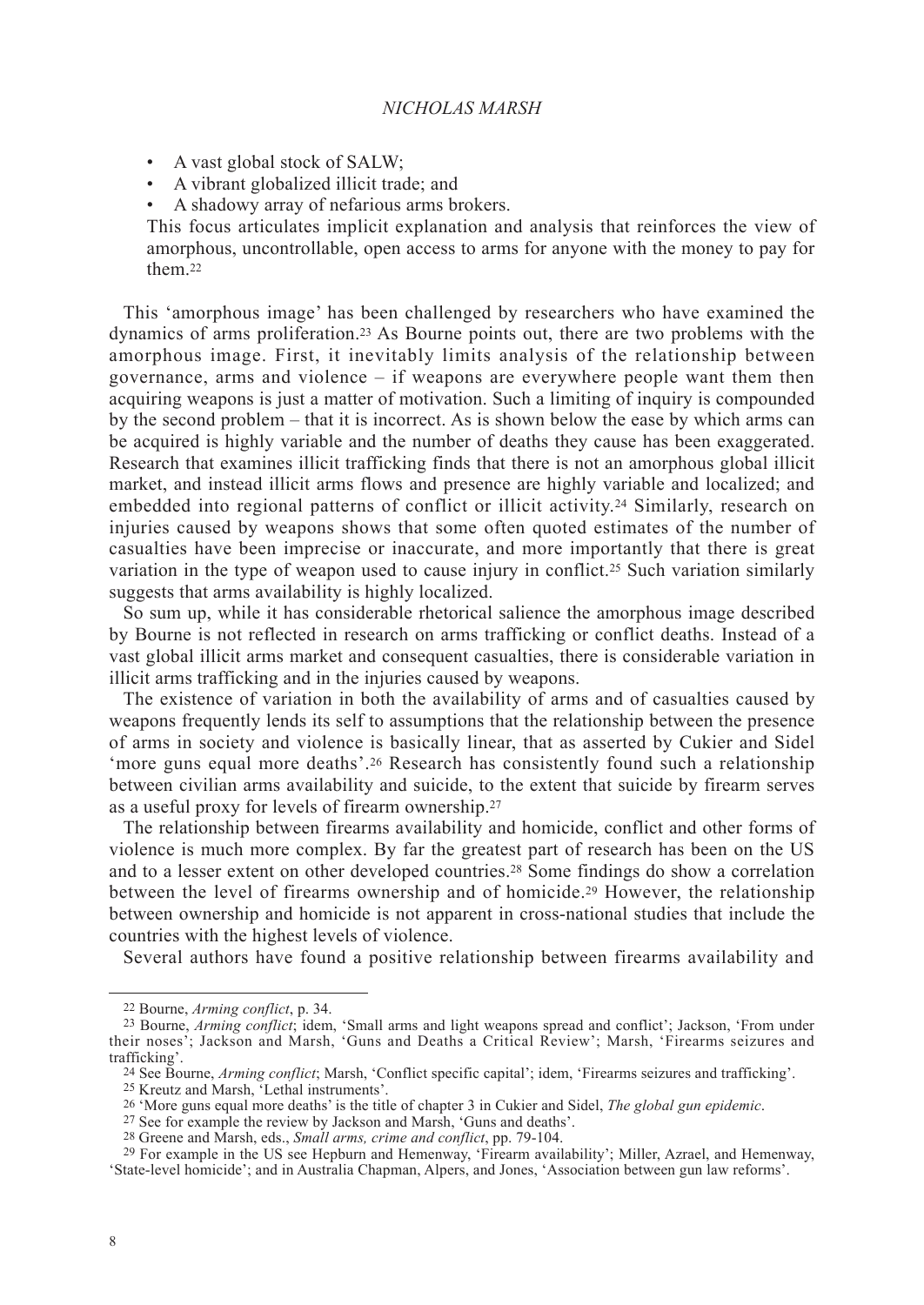- A vast global stock of SALW;
- A vibrant globalized illicit trade; and
- A shadowy array of nefarious arms brokers.

This focus articulates implicit explanation and analysis that reinforces the view of amorphous, uncontrollable, open access to arms for anyone with the money to pay for them.[22]

This 'amorphous image' has been challenged by researchers who have examined the dynamics of arms proliferation.[23] As Bourne points out, there are two problems with the amorphous image. First, it inevitably limits analysis of the relationship between governance, arms and violence – if weapons are everywhere people want them then acquiring weapons is just a matter of motivation. Such a limiting of inquiry is compounded by the second problem – that it is incorrect. As is shown below the ease by which arms can be acquired is highly variable and the number of deaths they cause has been exaggerated. Research that examines illicit trafficking finds that there is not an amorphous global illicit market, and instead illicit arms flows and presence are highly variable and localized; and embedded into regional patterns of conflict or illicit activity.[24] Similarly, research on injuries caused by weapons shows that some often quoted estimates of the number of casualties have been imprecise or inaccurate, and more importantly that there is great variation in the type of weapon used to cause injury in conflict.[25] Such variation similarly suggests that arms availability is highly localized.

So sum up, while it has considerable rhetorical salience the amorphous image described by Bourne is not reflected in research on arms trafficking or conflict deaths. Instead of a vast global illicit arms market and consequent casualties, there is considerable variation in illicit arms trafficking and in the injuries caused by weapons.

The existence of variation in both the availability of arms and of casualties caused by weapons frequently lends its self to assumptions that the relationship between the presence of arms in society and violence is basically linear, that as asserted by Cukier and Sidel 'more guns equal more deaths'.[26] Research has consistently found such a relationship between civilian arms availability and suicide, to the extent that suicide by firearm serves as a useful proxy for levels of firearm ownership.[27]

The relationship between firearms availability and homicide, conflict and other forms of violence is much more complex. By far the greatest part of research has been on the US and to a lesser extent on other developed countries.[28] Some findings do show a correlation between the level of firearms ownership and of homicide.[29] However, the relationship between ownership and homicide is not apparent in cross-national studies that include the countries with the highest levels of violence.

Several authors have found a positive relationship between firearms availability and

---

[22] Bourne, *Arming conflict*, p. 34.

[23] Bourne, *Arming conflict*; idem, 'Small arms and light weapons spread and conflict'; Jackson, 'From under their noses'; Jackson and Marsh, 'Guns and Deaths a Critical Review'; Marsh, 'Firearms seizures and trafficking'.

[24] See Bourne, *Arming conflict*; Marsh, 'Conflict specific capital'; idem, 'Firearms seizures and trafficking'.

[25] Kreutz and Marsh, 'Lethal instruments'.

[26] 'More guns equal more deaths' is the title of chapter 3 in Cukier and Sidel, *The global gun epidemic*.

[27] See for example the review by Jackson and Marsh, 'Guns and deaths'.

[28] Greene and Marsh, eds., *Small arms, crime and conflict*, pp. 79-104.

[29] For example in the US see Hepburn and Hemenway, 'Firearm availability'; Miller, Azrael, and Hemenway, 'State-level homicide'; and in Australia Chapman, Alpers, and Jones, 'Association between gun law reforms'.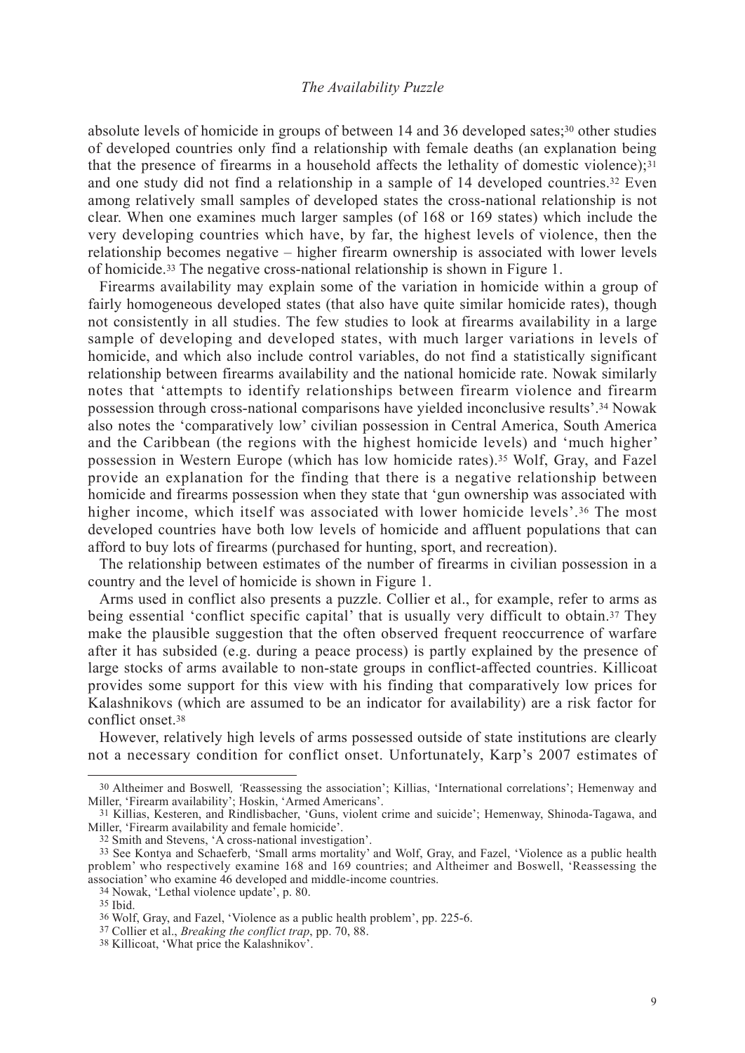absolute levels of homicide in groups of between 14 and 36 developed sates;[30] other studies of developed countries only find a relationship with female deaths (an explanation being that the presence of firearms in a household affects the lethality of domestic violence);[31] and one study did not find a relationship in a sample of 14 developed countries.[32] Even among relatively small samples of developed states the cross-national relationship is not clear. When one examines much larger samples (of 168 or 169 states) which include the very developing countries which have, by far, the highest levels of violence, then the relationship becomes negative – higher firearm ownership is associated with lower levels of homicide.[33] The negative cross-national relationship is shown in Figure 1.

Firearms availability may explain some of the variation in homicide within a group of fairly homogeneous developed states (that also have quite similar homicide rates), though not consistently in all studies. The few studies to look at firearms availability in a large sample of developing and developed states, with much larger variations in levels of homicide, and which also include control variables, do not find a statistically significant relationship between firearms availability and the national homicide rate. Nowak similarly notes that 'attempts to identify relationships between firearm violence and firearm possession through cross-national comparisons have yielded inconclusive results'.[34] Nowak also notes the 'comparatively low' civilian possession in Central America, South America and the Caribbean (the regions with the highest homicide levels) and 'much higher' possession in Western Europe (which has low homicide rates).[35] Wolf, Gray, and Fazel provide an explanation for the finding that there is a negative relationship between homicide and firearms possession when they state that 'gun ownership was associated with higher income, which itself was associated with lower homicide levels'.[36] The most developed countries have both low levels of homicide and affluent populations that can afford to buy lots of firearms (purchased for hunting, sport, and recreation).

The relationship between estimates of the number of firearms in civilian possession in a country and the level of homicide is shown in Figure 1.

Arms used in conflict also presents a puzzle. Collier et al., for example, refer to arms as being essential 'conflict specific capital' that is usually very difficult to obtain.[37] They make the plausible suggestion that the often observed frequent reoccurrence of warfare after it has subsided (e.g. during a peace process) is partly explained by the presence of large stocks of arms available to non-state groups in conflict-affected countries. Killicoat provides some support for this view with his finding that comparatively low prices for Kalashnikovs (which are assumed to be an indicator for availability) are a risk factor for conflict onset.[38]

However, relatively high levels of arms possessed outside of state institutions are clearly not a necessary condition for conflict onset. Unfortunately, Karp's 2007 estimates of

---

[30] Altheimer and Boswell*,* 'Reassessing the association'; Killias, 'International correlations'; Hemenway and Miller, 'Firearm availability'; Hoskin, 'Armed Americans'.

[31] Killias, Kesteren, and Rindlisbacher, 'Guns, violent crime and suicide'; Hemenway, Shinoda-Tagawa, and Miller, 'Firearm availability and female homicide'.

[32] Smith and Stevens, 'A cross-national investigation'.

[33] See Kontya and Schaeferb, 'Small arms mortality' and Wolf, Gray, and Fazel, 'Violence as a public health problem' who respectively examine 168 and 169 countries; and Altheimer and Boswell, 'Reassessing the association' who examine 46 developed and middle-income countries.

[34] Nowak, 'Lethal violence update', p. 80.

[35] Ibid.

[36] Wolf, Gray, and Fazel, 'Violence as a public health problem', pp. 225-6.

[37] Collier et al., *Breaking the conflict trap*, pp. 70, 88.

[38] Killicoat, 'What price the Kalashnikov'.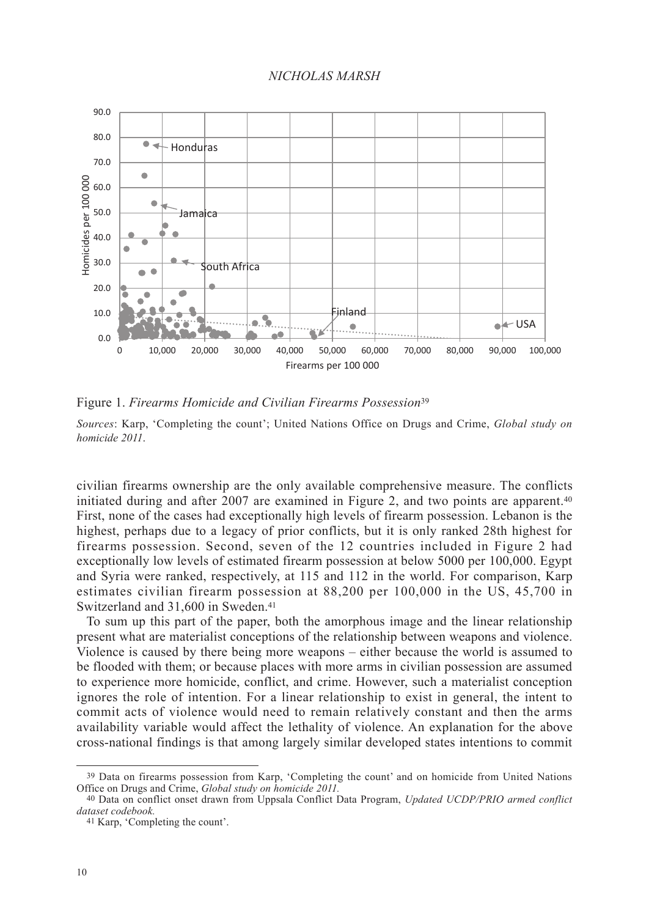Figure 1. *Firearms Homicide and Civilian Firearms Possession*[39]

*Sources*: Karp, 'Completing the count'; United Nations Office on Drugs and Crime, *Global study on homicide 2011*.

civilian firearms ownership are the only available comprehensive measure. The conflicts initiated during and after 2007 are examined in Figure 2, and two points are apparent.[40] First, none of the cases had exceptionally high levels of firearm possession. Lebanon is the highest, perhaps due to a legacy of prior conflicts, but it is only ranked 28th highest for firearms possession. Second, seven of the 12 countries included in Figure 2 had exceptionally low levels of estimated firearm possession at below 5000 per 100,000. Egypt and Syria were ranked, respectively, at 115 and 112 in the world. For comparison, Karp estimates civilian firearm possession at 88,200 per 100,000 in the US, 45,700 in Switzerland and 31,600 in Sweden.[41]

To sum up this part of the paper, both the amorphous image and the linear relationship present what are materialist conceptions of the relationship between weapons and violence. Violence is caused by there being more weapons – either because the world is assumed to be flooded with them; or because places with more arms in civilian possession are assumed to experience more homicide, conflict, and crime. However, such a materialist conception ignores the role of intention. For a linear relationship to exist in general, the intent to commit acts of violence would need to remain relatively constant and then the arms availability variable would affect the lethality of violence. An explanation for the above cross-national findings is that among largely similar developed states intentions to commit

[39] Data on firearms possession from Karp, 'Completing the count' and on homicide from United Nations Office on Drugs and Crime, *Global study on homicide 2011.*

[40] Data on conflict onset drawn from Uppsala Conflict Data Program, *Updated UCDP/PRIO armed conflict dataset codebook.*

[41] Karp, 'Completing the count'.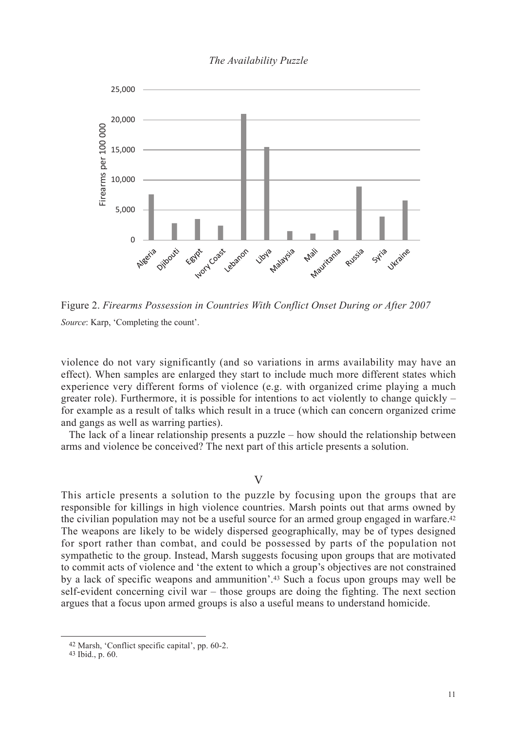Figure 2. *Firearms Possession in Countries With Conflict Onset During or After 2007*

*Source*: Karp, 'Completing the count'.

violence do not vary significantly (and so variations in arms availability may have an effect). When samples are enlarged they start to include much more different states which experience very different forms of violence (e.g. with organized crime playing a much greater role). Furthermore, it is possible for intentions to act violently to change quickly – for example as a result of talks which result in a truce (which can concern organized crime and gangs as well as warring parties).

The lack of a linear relationship presents a puzzle – how should the relationship between arms and violence be conceived? The next part of this article presents a solution.

## V

This article presents a solution to the puzzle by focusing upon the groups that are responsible for killings in high violence countries. Marsh points out that arms owned by the civilian population may not be a useful source for an armed group engaged in warfare.[42] The weapons are likely to be widely dispersed geographically, may be of types designed for sport rather than combat, and could be possessed by parts of the population not sympathetic to the group. Instead, Marsh suggests focusing upon groups that are motivated to commit acts of violence and 'the extent to which a group's objectives are not constrained by a lack of specific weapons and ammunition'.[43] Such a focus upon groups may well be self-evident concerning civil war – those groups are doing the fighting. The next section argues that a focus upon armed groups is also a useful means to understand homicide.

[42] Marsh, 'Conflict specific capital', pp. 60-2.

[43] Ibid., p. 60.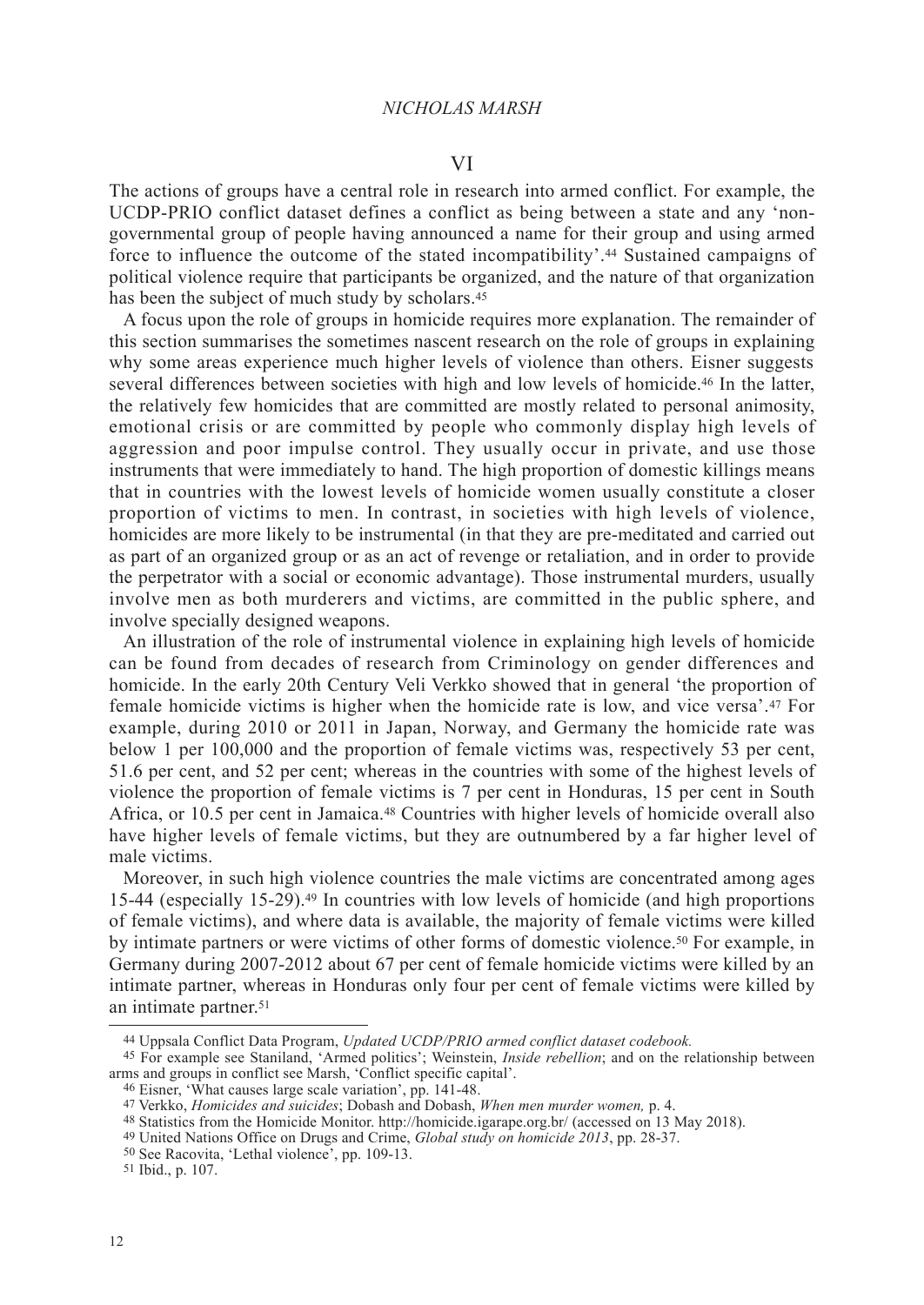## VI

The actions of groups have a central role in research into armed conflict. For example, the UCDP-PRIO conflict dataset defines a conflict as being between a state and any 'non-governmental group of people having announced a name for their group and using armed force to influence the outcome of the stated incompatibility'.[44] Sustained campaigns of political violence require that participants be organized, and the nature of that organization has been the subject of much study by scholars.[45]

A focus upon the role of groups in homicide requires more explanation. The remainder of this section summarises the sometimes nascent research on the role of groups in explaining why some areas experience much higher levels of violence than others. Eisner suggests several differences between societies with high and low levels of homicide.[46] In the latter, the relatively few homicides that are committed are mostly related to personal animosity, emotional crisis or are committed by people who commonly display high levels of aggression and poor impulse control. They usually occur in private, and use those instruments that were immediately to hand. The high proportion of domestic killings means that in countries with the lowest levels of homicide women usually constitute a closer proportion of victims to men. In contrast, in societies with high levels of violence, homicides are more likely to be instrumental (in that they are pre-meditated and carried out as part of an organized group or as an act of revenge or retaliation, and in order to provide the perpetrator with a social or economic advantage). Those instrumental murders, usually involve men as both murderers and victims, are committed in the public sphere, and involve specially designed weapons.

An illustration of the role of instrumental violence in explaining high levels of homicide can be found from decades of research from Criminology on gender differences and homicide. In the early 20th Century Veli Verkko showed that in general 'the proportion of female homicide victims is higher when the homicide rate is low, and vice versa'.[47] For example, during 2010 or 2011 in Japan, Norway, and Germany the homicide rate was below 1 per 100,000 and the proportion of female victims was, respectively 53 per cent, 51.6 per cent, and 52 per cent; whereas in the countries with some of the highest levels of violence the proportion of female victims is 7 per cent in Honduras, 15 per cent in South Africa, or 10.5 per cent in Jamaica.[48] Countries with higher levels of homicide overall also have higher levels of female victims, but they are outnumbered by a far higher level of male victims.

Moreover, in such high violence countries the male victims are concentrated among ages 15-44 (especially 15-29).[49] In countries with low levels of homicide (and high proportions of female victims), and where data is available, the majority of female victims were killed by intimate partners or were victims of other forms of domestic violence.[50] For example, in Germany during 2007-2012 about 67 per cent of female homicide victims were killed by an intimate partner, whereas in Honduras only four per cent of female victims were killed by an intimate partner.[51]

---

[44] Uppsala Conflict Data Program, *Updated UCDP/PRIO armed conflict dataset codebook.*

[45] For example see Staniland, 'Armed politics'; Weinstein, *Inside rebellion*; and on the relationship between arms and groups in conflict see Marsh, 'Conflict specific capital'.

[46] Eisner, 'What causes large scale variation', pp. 141-48.

[47] Verkko, *Homicides and suicides*; Dobash and Dobash, *When men murder women,* p. 4.

[48] Statistics from the Homicide Monitor. http://homicide.igarape.org.br/ (accessed on 13 May 2018).

[49] United Nations Office on Drugs and Crime, *Global study on homicide 2013*, pp. 28-37.

[50] See Racovita, 'Lethal violence', pp. 109-13.

[51] Ibid., p. 107.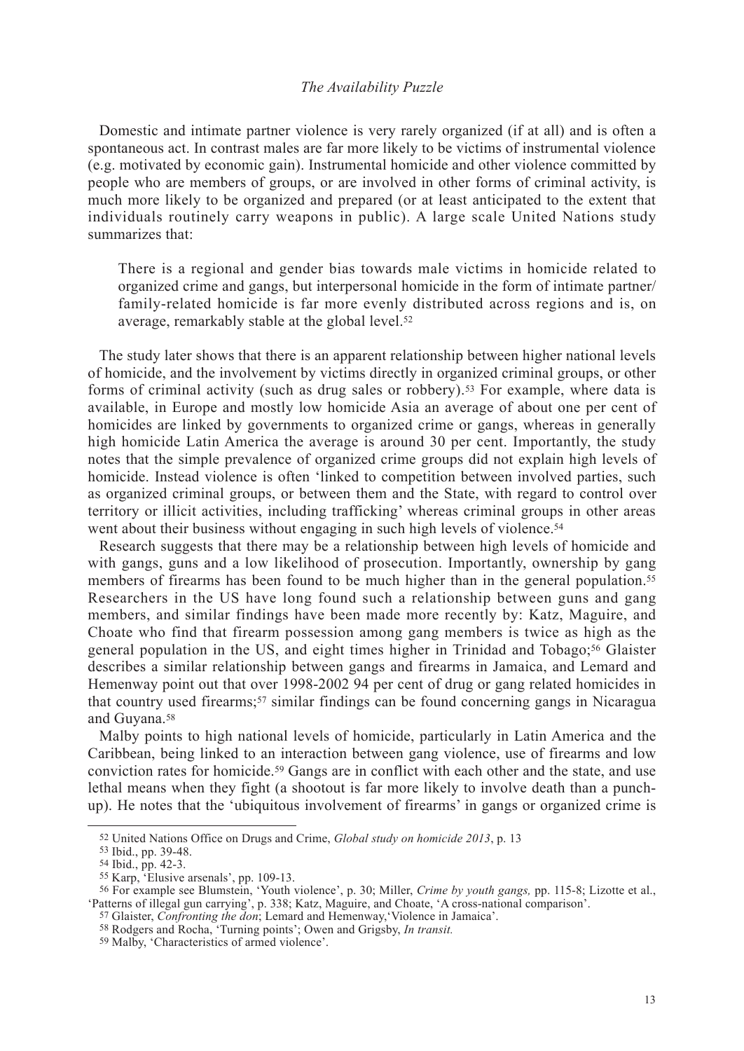Domestic and intimate partner violence is very rarely organized (if at all) and is often a spontaneous act. In contrast males are far more likely to be victims of instrumental violence (e.g. motivated by economic gain). Instrumental homicide and other violence committed by people who are members of groups, or are involved in other forms of criminal activity, is much more likely to be organized and prepared (or at least anticipated to the extent that individuals routinely carry weapons in public). A large scale United Nations study summarizes that:

> There is a regional and gender bias towards male victims in homicide related to organized crime and gangs, but interpersonal homicide in the form of intimate partner/family-related homicide is far more evenly distributed across regions and is, on average, remarkably stable at the global level.[52]

The study later shows that there is an apparent relationship between higher national levels of homicide, and the involvement by victims directly in organized criminal groups, or other forms of criminal activity (such as drug sales or robbery).[53] For example, where data is available, in Europe and mostly low homicide Asia an average of about one per cent of homicides are linked by governments to organized crime or gangs, whereas in generally high homicide Latin America the average is around 30 per cent. Importantly, the study notes that the simple prevalence of organized crime groups did not explain high levels of homicide. Instead violence is often 'linked to competition between involved parties, such as organized criminal groups, or between them and the State, with regard to control over territory or illicit activities, including trafficking' whereas criminal groups in other areas went about their business without engaging in such high levels of violence.[54]

Research suggests that there may be a relationship between high levels of homicide and with gangs, guns and a low likelihood of prosecution. Importantly, ownership by gang members of firearms has been found to be much higher than in the general population.[55] Researchers in the US have long found such a relationship between guns and gang members, and similar findings have been made more recently by: Katz, Maguire, and Choate who find that firearm possession among gang members is twice as high as the general population in the US, and eight times higher in Trinidad and Tobago;[56] Glaister describes a similar relationship between gangs and firearms in Jamaica, and Lemard and Hemenway point out that over 1998-2002 94 per cent of drug or gang related homicides in that country used firearms;[57] similar findings can be found concerning gangs in Nicaragua and Guyana.[58]

Malby points to high national levels of homicide, particularly in Latin America and the Caribbean, being linked to an interaction between gang violence, use of firearms and low conviction rates for homicide.[59] Gangs are in conflict with each other and the state, and use lethal means when they fight (a shootout is far more likely to involve death than a punch-up). He notes that the 'ubiquitous involvement of firearms' in gangs or organized crime is

---

[52] United Nations Office on Drugs and Crime, *Global study on homicide 2013*, p. 13

[53] Ibid., pp. 39-48.

[54] Ibid., pp. 42-3.

[55] Karp, 'Elusive arsenals', pp. 109-13.

[56] For example see Blumstein, 'Youth violence', p. 30; Miller, *Crime by youth gangs,* pp. 115-8; Lizotte et al., 'Patterns of illegal gun carrying', p. 338; Katz, Maguire, and Choate, 'A cross-national comparison'.

[57] Glaister, *Confronting the don*; Lemard and Hemenway, 'Violence in Jamaica'.

[58] Rodgers and Rocha, 'Turning points'; Owen and Grigsby, *In transit.*

[59] Malby, 'Characteristics of armed violence'.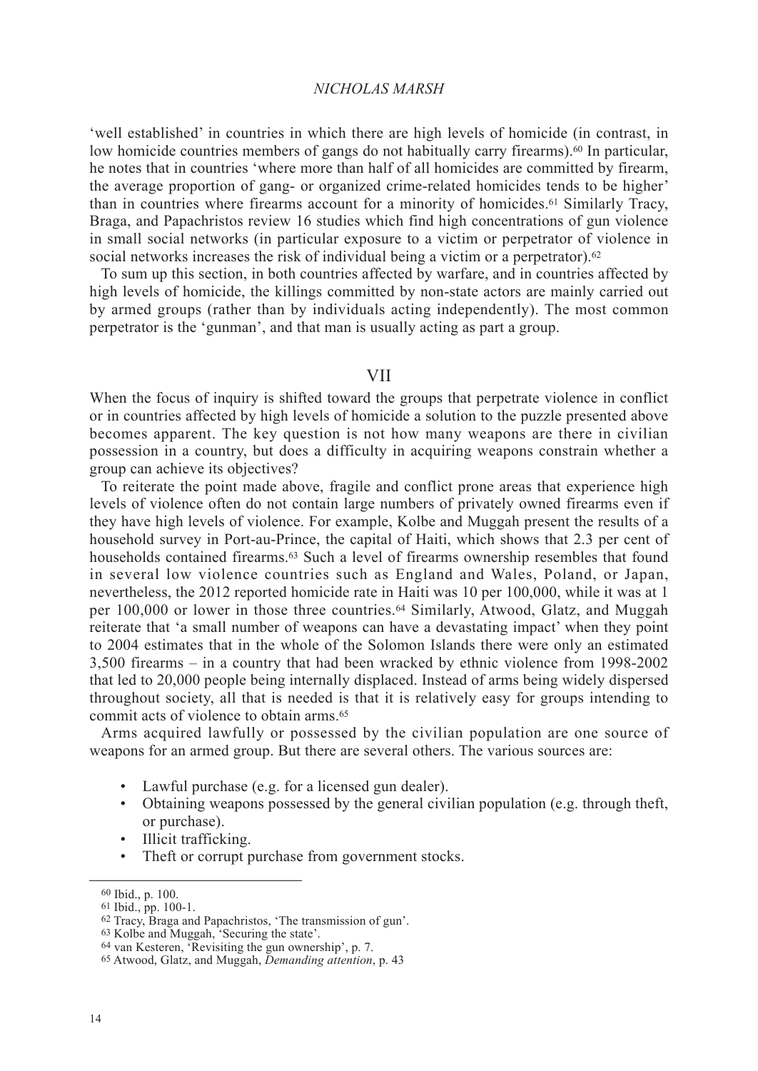'well established' in countries in which there are high levels of homicide (in contrast, in low homicide countries members of gangs do not habitually carry firearms).[60] In particular, he notes that in countries 'where more than half of all homicides are committed by firearm, the average proportion of gang- or organized crime-related homicides tends to be higher' than in countries where firearms account for a minority of homicides.[61] Similarly Tracy, Braga, and Papachristos review 16 studies which find high concentrations of gun violence in small social networks (in particular exposure to a victim or perpetrator of violence in social networks increases the risk of individual being a victim or a perpetrator).[62]

To sum up this section, in both countries affected by warfare, and in countries affected by high levels of homicide, the killings committed by non-state actors are mainly carried out by armed groups (rather than by individuals acting independently). The most common perpetrator is the 'gunman', and that man is usually acting as part a group.

## VII

When the focus of inquiry is shifted toward the groups that perpetrate violence in conflict or in countries affected by high levels of homicide a solution to the puzzle presented above becomes apparent. The key question is not how many weapons are there in civilian possession in a country, but does a difficulty in acquiring weapons constrain whether a group can achieve its objectives?

To reiterate the point made above, fragile and conflict prone areas that experience high levels of violence often do not contain large numbers of privately owned firearms even if they have high levels of violence. For example, Kolbe and Muggah present the results of a household survey in Port-au-Prince, the capital of Haiti, which shows that 2.3 per cent of households contained firearms.[63] Such a level of firearms ownership resembles that found in several low violence countries such as England and Wales, Poland, or Japan, nevertheless, the 2012 reported homicide rate in Haiti was 10 per 100,000, while it was at 1 per 100,000 or lower in those three countries.[64] Similarly, Atwood, Glatz, and Muggah reiterate that 'a small number of weapons can have a devastating impact' when they point to 2004 estimates that in the whole of the Solomon Islands there were only an estimated 3,500 firearms – in a country that had been wracked by ethnic violence from 1998-2002 that led to 20,000 people being internally displaced. Instead of arms being widely dispersed throughout society, all that is needed is that it is relatively easy for groups intending to commit acts of violence to obtain arms.[65]

Arms acquired lawfully or possessed by the civilian population are one source of weapons for an armed group. But there are several others. The various sources are:

- Lawful purchase (e.g. for a licensed gun dealer).
- Obtaining weapons possessed by the general civilian population (e.g. through theft, or purchase).
- Illicit trafficking.
- Theft or corrupt purchase from government stocks.

---

60 Ibid., p. 100.
61 Ibid., pp. 100-1.
62 Tracy, Braga and Papachristos, 'The transmission of gun'.
63 Kolbe and Muggah, 'Securing the state'.
64 van Kesteren, 'Revisiting the gun ownership', p. 7.
65 Atwood, Glatz, and Muggah, *Demanding attention*, p. 43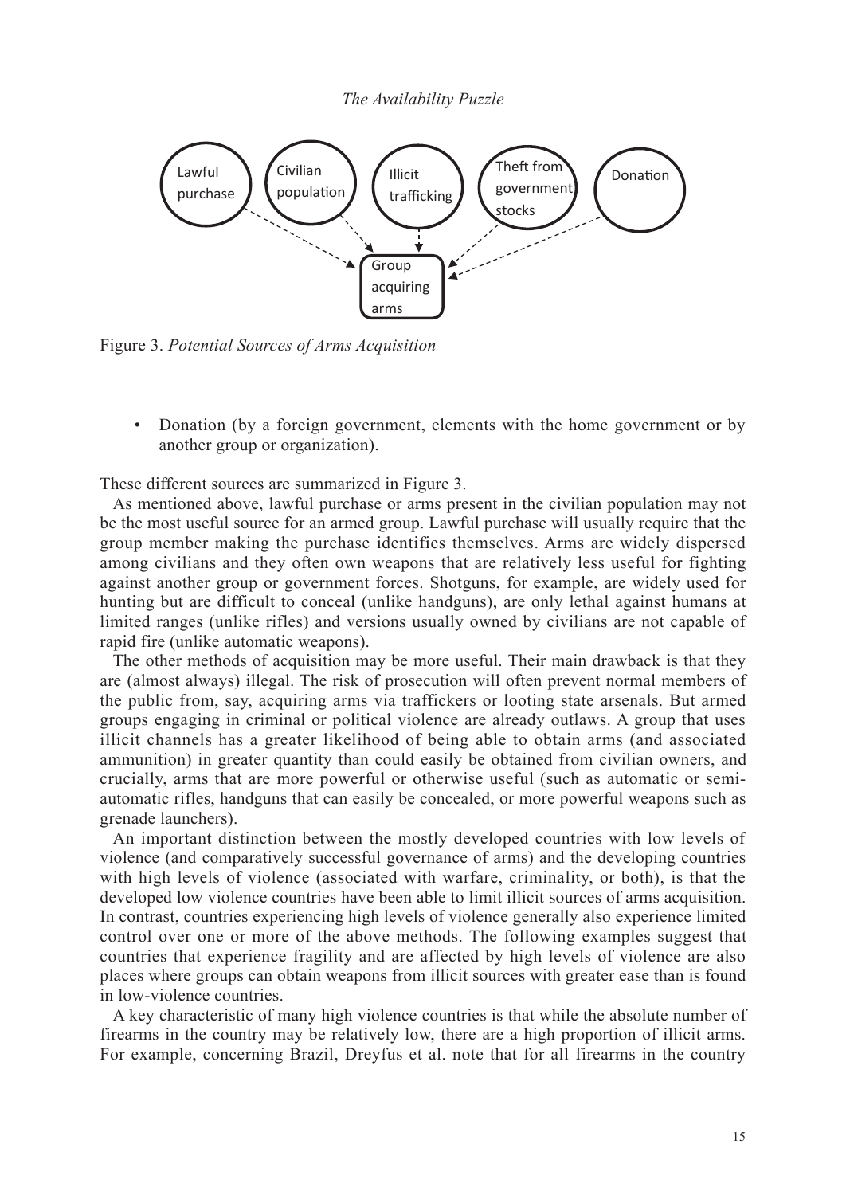Lawful purchase

Civilian population

Illicit trafficking

Theft from government stocks

Donation

Group acquiring arms

Figure 3. *Potential Sources of Arms Acquisition*

- Donation (by a foreign government, elements with the home government or by another group or organization).

These different sources are summarized in Figure 3.

As mentioned above, lawful purchase or arms present in the civilian population may not be the most useful source for an armed group. Lawful purchase will usually require that the group member making the purchase identifies themselves. Arms are widely dispersed among civilians and they often own weapons that are relatively less useful for fighting against another group or government forces. Shotguns, for example, are widely used for hunting but are difficult to conceal (unlike handguns), are only lethal against humans at limited ranges (unlike rifles) and versions usually owned by civilians are not capable of rapid fire (unlike automatic weapons).

The other methods of acquisition may be more useful. Their main drawback is that they are (almost always) illegal. The risk of prosecution will often prevent normal members of the public from, say, acquiring arms via traffickers or looting state arsenals. But armed groups engaging in criminal or political violence are already outlaws. A group that uses illicit channels has a greater likelihood of being able to obtain arms (and associated ammunition) in greater quantity than could easily be obtained from civilian owners, and crucially, arms that are more powerful or otherwise useful (such as automatic or semi-automatic rifles, handguns that can easily be concealed, or more powerful weapons such as grenade launchers).

An important distinction between the mostly developed countries with low levels of violence (and comparatively successful governance of arms) and the developing countries with high levels of violence (associated with warfare, criminality, or both), is that the developed low violence countries have been able to limit illicit sources of arms acquisition. In contrast, countries experiencing high levels of violence generally also experience limited control over one or more of the above methods. The following examples suggest that countries that experience fragility and are affected by high levels of violence are also places where groups can obtain weapons from illicit sources with greater ease than is found in low-violence countries.

A key characteristic of many high violence countries is that while the absolute number of firearms in the country may be relatively low, there are a high proportion of illicit arms. For example, concerning Brazil, Dreyfus et al. note that for all firearms in the country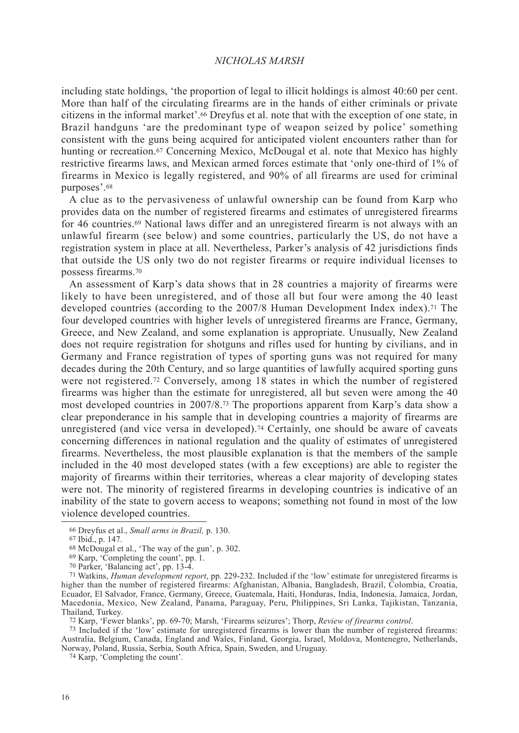including state holdings, 'the proportion of legal to illicit holdings is almost 40:60 per cent. More than half of the circulating firearms are in the hands of either criminals or private citizens in the informal market'.[66] Dreyfus et al. note that with the exception of one state, in Brazil handguns 'are the predominant type of weapon seized by police' something consistent with the guns being acquired for anticipated violent encounters rather than for hunting or recreation.[67] Concerning Mexico, McDougal et al. note that Mexico has highly restrictive firearms laws, and Mexican armed forces estimate that 'only one-third of 1% of firearms in Mexico is legally registered, and 90% of all firearms are used for criminal purposes'.[68]

A clue as to the pervasiveness of unlawful ownership can be found from Karp who provides data on the number of registered firearms and estimates of unregistered firearms for 46 countries.[69] National laws differ and an unregistered firearm is not always with an unlawful firearm (see below) and some countries, particularly the US, do not have a registration system in place at all. Nevertheless, Parker's analysis of 42 jurisdictions finds that outside the US only two do not register firearms or require individual licenses to possess firearms.[70]

An assessment of Karp's data shows that in 28 countries a majority of firearms were likely to have been unregistered, and of those all but four were among the 40 least developed countries (according to the 2007/8 Human Development Index index).[71] The four developed countries with higher levels of unregistered firearms are France, Germany, Greece, and New Zealand, and some explanation is appropriate. Unusually, New Zealand does not require registration for shotguns and rifles used for hunting by civilians, and in Germany and France registration of types of sporting guns was not required for many decades during the 20th Century, and so large quantities of lawfully acquired sporting guns were not registered.[72] Conversely, among 18 states in which the number of registered firearms was higher than the estimate for unregistered, all but seven were among the 40 most developed countries in 2007/8.[73] The proportions apparent from Karp's data show a clear preponderance in his sample that in developing countries a majority of firearms are unregistered (and vice versa in developed).[74] Certainly, one should be aware of caveats concerning differences in national regulation and the quality of estimates of unregistered firearms. Nevertheless, the most plausible explanation is that the members of the sample included in the 40 most developed states (with a few exceptions) are able to register the majority of firearms within their territories, whereas a clear majority of developing states were not. The minority of registered firearms in developing countries is indicative of an inability of the state to govern access to weapons; something not found in most of the low violence developed countries.

---

66 Dreyfus et al., *Small arms in Brazil,* p. 130.

67 Ibid., p. 147.

68 McDougal et al., 'The way of the gun', p. 302.

69 Karp, 'Completing the count', pp. 1.

70 Parker, 'Balancing act', pp. 13-4.

71 Watkins, *Human development report*, pp. 229-232. Included if the 'low' estimate for unregistered firearms is higher than the number of registered firearms: Afghanistan, Albania, Bangladesh, Brazil, Colombia, Croatia, Ecuador, El Salvador, France, Germany, Greece, Guatemala, Haiti, Honduras, India, Indonesia, Jamaica, Jordan, Macedonia, Mexico, New Zealand, Panama, Paraguay, Peru, Philippines, Sri Lanka, Tajikistan, Tanzania, Thailand, Turkey.

72 Karp, 'Fewer blanks', pp. 69-70; Marsh, 'Firearms seizures'; Thorp, *Review of firearms control*.

73 Included if the 'low' estimate for unregistered firearms is lower than the number of registered firearms: Australia, Belgium, Canada, England and Wales, Finland, Georgia, Israel, Moldova, Montenegro, Netherlands, Norway, Poland, Russia, Serbia, South Africa, Spain, Sweden, and Uruguay.

74 Karp, 'Completing the count'.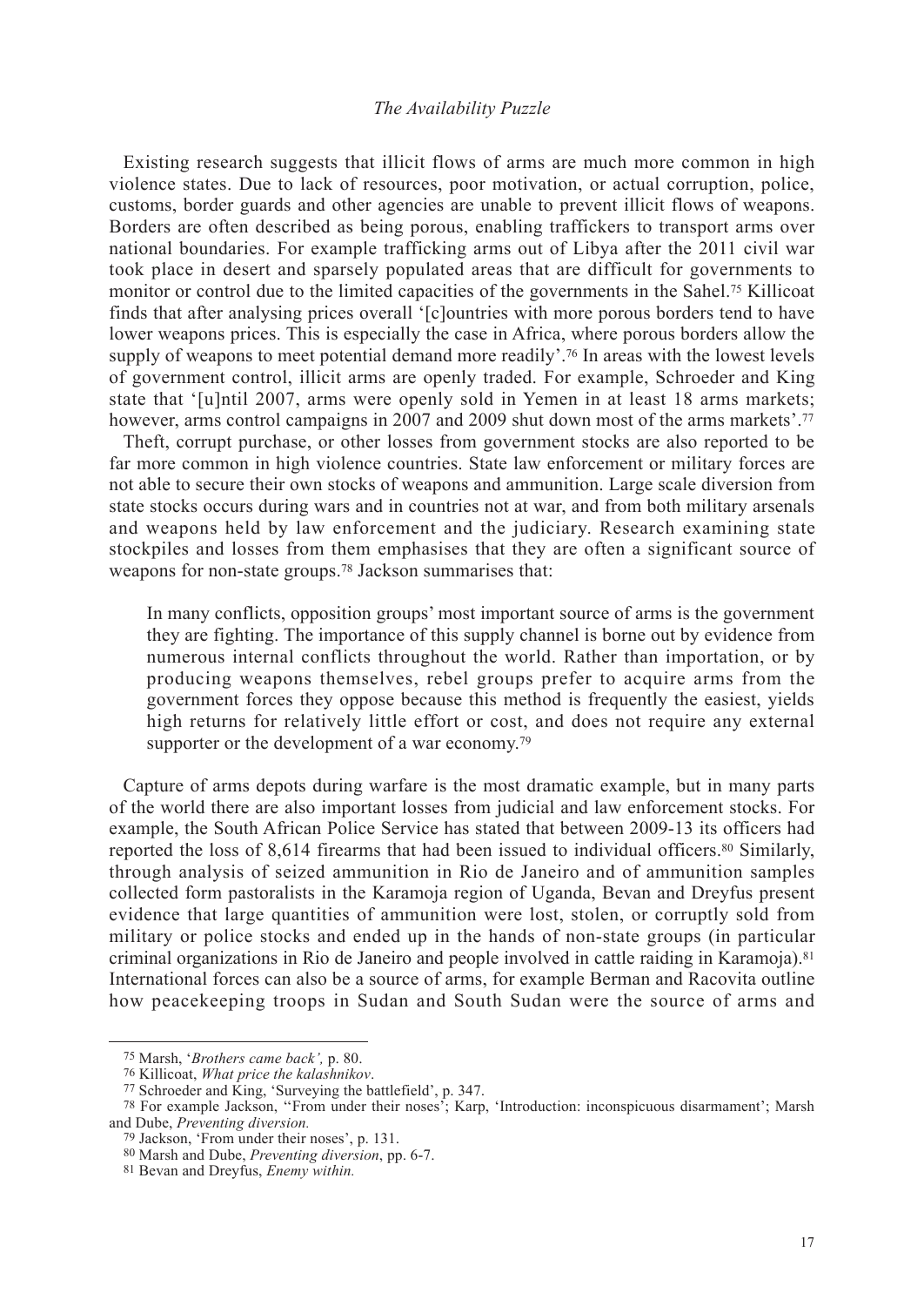Existing research suggests that illicit flows of arms are much more common in high violence states. Due to lack of resources, poor motivation, or actual corruption, police, customs, border guards and other agencies are unable to prevent illicit flows of weapons. Borders are often described as being porous, enabling traffickers to transport arms over national boundaries. For example trafficking arms out of Libya after the 2011 civil war took place in desert and sparsely populated areas that are difficult for governments to monitor or control due to the limited capacities of the governments in the Sahel.[75] Killicoat finds that after analysing prices overall '[c]ountries with more porous borders tend to have lower weapons prices. This is especially the case in Africa, where porous borders allow the supply of weapons to meet potential demand more readily'.[76] In areas with the lowest levels of government control, illicit arms are openly traded. For example, Schroeder and King state that '[u]ntil 2007, arms were openly sold in Yemen in at least 18 arms markets; however, arms control campaigns in 2007 and 2009 shut down most of the arms markets'.[77]

Theft, corrupt purchase, or other losses from government stocks are also reported to be far more common in high violence countries. State law enforcement or military forces are not able to secure their own stocks of weapons and ammunition. Large scale diversion from state stocks occurs during wars and in countries not at war, and from both military arsenals and weapons held by law enforcement and the judiciary. Research examining state stockpiles and losses from them emphasises that they are often a significant source of weapons for non-state groups.[78] Jackson summarises that:

> In many conflicts, opposition groups' most important source of arms is the government they are fighting. The importance of this supply channel is borne out by evidence from numerous internal conflicts throughout the world. Rather than importation, or by producing weapons themselves, rebel groups prefer to acquire arms from the government forces they oppose because this method is frequently the easiest, yields high returns for relatively little effort or cost, and does not require any external supporter or the development of a war economy.[79]

Capture of arms depots during warfare is the most dramatic example, but in many parts of the world there are also important losses from judicial and law enforcement stocks. For example, the South African Police Service has stated that between 2009-13 its officers had reported the loss of 8,614 firearms that had been issued to individual officers.[80] Similarly, through analysis of seized ammunition in Rio de Janeiro and of ammunition samples collected form pastoralists in the Karamoja region of Uganda, Bevan and Dreyfus present evidence that large quantities of ammunition were lost, stolen, or corruptly sold from military or police stocks and ended up in the hands of non-state groups (in particular criminal organizations in Rio de Janeiro and people involved in cattle raiding in Karamoja).[81] International forces can also be a source of arms, for example Berman and Racovita outline how peacekeeping troops in Sudan and South Sudan were the source of arms and

---

[75] Marsh, '*Brothers came back',* p. 80.

[76] Killicoat, *What price the kalashnikov*.

[77] Schroeder and King, 'Surveying the battlefield', p. 347.

[78] For example Jackson, ''From under their noses'; Karp, 'Introduction: inconspicuous disarmament'; Marsh and Dube, *Preventing diversion.*

[79] Jackson, 'From under their noses', p. 131.

[80] Marsh and Dube, *Preventing diversion*, pp. 6-7.

[81] Bevan and Dreyfus, *Enemy within.*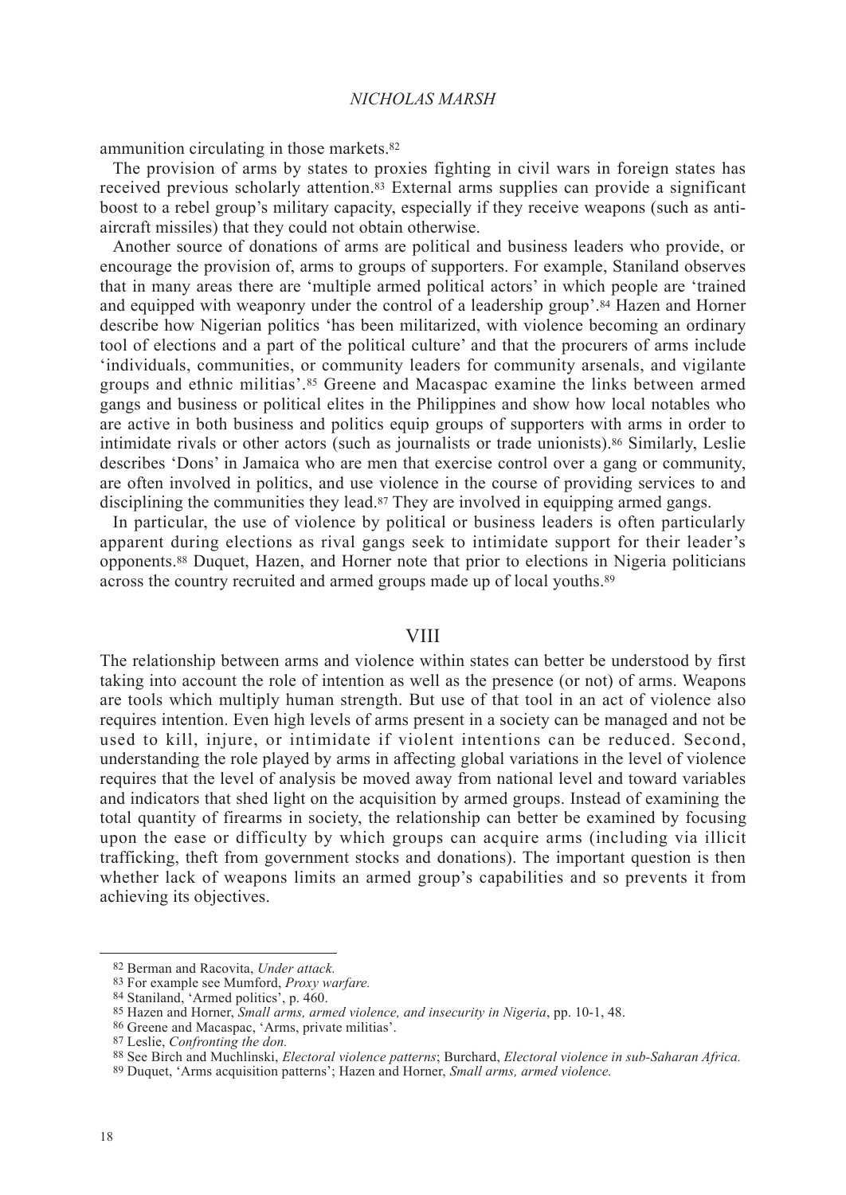ammunition circulating in those markets.[82]

The provision of arms by states to proxies fighting in civil wars in foreign states has received previous scholarly attention.[83] External arms supplies can provide a significant boost to a rebel group's military capacity, especially if they receive weapons (such as anti-aircraft missiles) that they could not obtain otherwise.

Another source of donations of arms are political and business leaders who provide, or encourage the provision of, arms to groups of supporters. For example, Staniland observes that in many areas there are 'multiple armed political actors' in which people are 'trained and equipped with weaponry under the control of a leadership group'.[84] Hazen and Horner describe how Nigerian politics 'has been militarized, with violence becoming an ordinary tool of elections and a part of the political culture' and that the procurers of arms include 'individuals, communities, or community leaders for community arsenals, and vigilante groups and ethnic militias'.[85] Greene and Macaspac examine the links between armed gangs and business or political elites in the Philippines and show how local notables who are active in both business and politics equip groups of supporters with arms in order to intimidate rivals or other actors (such as journalists or trade unionists).[86] Similarly, Leslie describes 'Dons' in Jamaica who are men that exercise control over a gang or community, are often involved in politics, and use violence in the course of providing services to and disciplining the communities they lead.[87] They are involved in equipping armed gangs.

In particular, the use of violence by political or business leaders is often particularly apparent during elections as rival gangs seek to intimidate support for their leader's opponents.[88] Duquet, Hazen, and Horner note that prior to elections in Nigeria politicians across the country recruited and armed groups made up of local youths.[89]

## VIII

The relationship between arms and violence within states can better be understood by first taking into account the role of intention as well as the presence (or not) of arms. Weapons are tools which multiply human strength. But use of that tool in an act of violence also requires intention. Even high levels of arms present in a society can be managed and not be used to kill, injure, or intimidate if violent intentions can be reduced. Second, understanding the role played by arms in affecting global variations in the level of violence requires that the level of analysis be moved away from national level and toward variables and indicators that shed light on the acquisition by armed groups. Instead of examining the total quantity of firearms in society, the relationship can better be examined by focusing upon the ease or difficulty by which groups can acquire arms (including via illicit trafficking, theft from government stocks and donations). The important question is then whether lack of weapons limits an armed group's capabilities and so prevents it from achieving its objectives.

---

82 Berman and Racovita, *Under attack.*

83 For example see Mumford, *Proxy warfare.*

84 Staniland, 'Armed politics', p. 460.

85 Hazen and Horner, *Small arms, armed violence, and insecurity in Nigeria*, pp. 10-1, 48.

86 Greene and Macaspac, 'Arms, private militias'.

87 Leslie, *Confronting the don.*

88 See Birch and Muchlinski, *Electoral violence patterns*; Burchard, *Electoral violence in sub-Saharan Africa.*

89 Duquet, 'Arms acquisition patterns'; Hazen and Horner, *Small arms, armed violence.*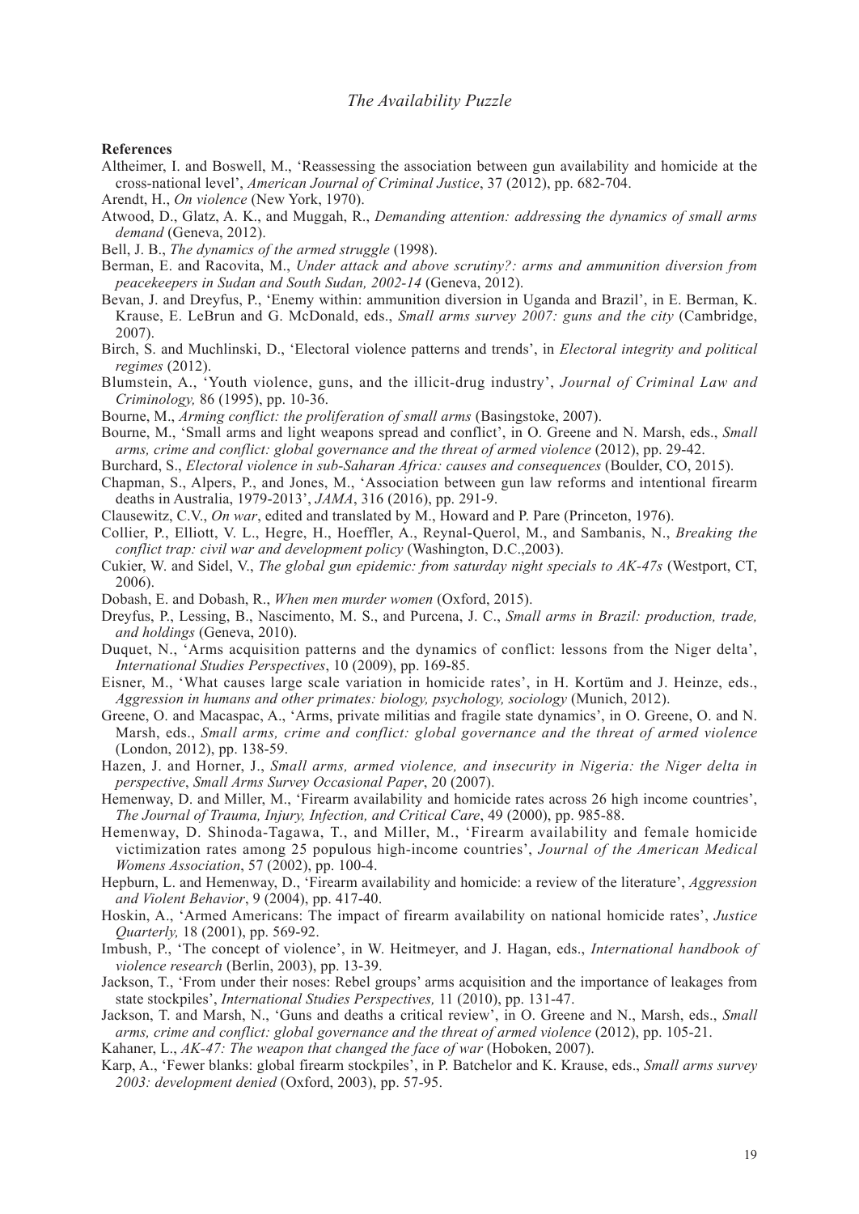## References

Altheimer, I. and Boswell, M., 'Reassessing the association between gun availability and homicide at the cross-national level', *American Journal of Criminal Justice*, 37 (2012), pp. 682-704.

Arendt, H., *On violence* (New York, 1970).

Atwood, D., Glatz, A. K., and Muggah, R., *Demanding attention: addressing the dynamics of small arms demand* (Geneva, 2012).

Bell, J. B., *The dynamics of the armed struggle* (1998).

Berman, E. and Racovita, M., *Under attack and above scrutiny?: arms and ammunition diversion from peacekeepers in Sudan and South Sudan, 2002-14* (Geneva, 2012).

Bevan, J. and Dreyfus, P., 'Enemy within: ammunition diversion in Uganda and Brazil', in E. Berman, K. Krause, E. LeBrun and G. McDonald, eds., *Small arms survey 2007: guns and the city* (Cambridge, 2007).

Birch, S. and Muchlinski, D., 'Electoral violence patterns and trends', in *Electoral integrity and political regimes* (2012).

Blumstein, A., 'Youth violence, guns, and the illicit-drug industry', *Journal of Criminal Law and Criminology,* 86 (1995), pp. 10-36.

Bourne, M., *Arming conflict: the proliferation of small arms* (Basingstoke, 2007).

Bourne, M., 'Small arms and light weapons spread and conflict', in O. Greene and N. Marsh, eds., *Small arms, crime and conflict: global governance and the threat of armed violence* (2012), pp. 29-42.

Burchard, S., *Electoral violence in sub-Saharan Africa: causes and consequences* (Boulder, CO, 2015).

Chapman, S., Alpers, P., and Jones, M., 'Association between gun law reforms and intentional firearm deaths in Australia, 1979-2013', *JAMA*, 316 (2016), pp. 291-9.

Clausewitz, C.V., *On war*, edited and translated by M., Howard and P. Pare (Princeton, 1976).

Collier, P., Elliott, V. L., Hegre, H., Hoeffler, A., Reynal-Querol, M., and Sambanis, N., *Breaking the conflict trap: civil war and development policy* (Washington, D.C.,2003).

Cukier, W. and Sidel, V., *The global gun epidemic: from saturday night specials to AK-47s* (Westport, CT, 2006).

Dobash, E. and Dobash, R., *When men murder women* (Oxford, 2015).

Dreyfus, P., Lessing, B., Nascimento, M. S., and Purcena, J. C., *Small arms in Brazil: production, trade, and holdings* (Geneva, 2010).

Duquet, N., 'Arms acquisition patterns and the dynamics of conflict: lessons from the Niger delta', *International Studies Perspectives*, 10 (2009), pp. 169-85.

Eisner, M., 'What causes large scale variation in homicide rates', in H. Kortüm and J. Heinze, eds., *Aggression in humans and other primates: biology, psychology, sociology* (Munich, 2012).

Greene, O. and Macaspac, A., 'Arms, private militias and fragile state dynamics', in O. Greene, O. and N. Marsh, eds., *Small arms, crime and conflict: global governance and the threat of armed violence* (London, 2012), pp. 138-59.

Hazen, J. and Horner, J., *Small arms, armed violence, and insecurity in Nigeria: the Niger delta in perspective*, *Small Arms Survey Occasional Paper*, 20 (2007).

Hemenway, D. and Miller, M., 'Firearm availability and homicide rates across 26 high income countries', *The Journal of Trauma, Injury, Infection, and Critical Care*, 49 (2000), pp. 985-88.

Hemenway, D. Shinoda-Tagawa, T., and Miller, M., 'Firearm availability and female homicide victimization rates among 25 populous high-income countries', *Journal of the American Medical Womens Association*, 57 (2002), pp. 100-4.

Hepburn, L. and Hemenway, D., 'Firearm availability and homicide: a review of the literature', *Aggression and Violent Behavior*, 9 (2004), pp. 417-40.

Hoskin, A., 'Armed Americans: The impact of firearm availability on national homicide rates', *Justice Quarterly,* 18 (2001), pp. 569-92.

Imbush, P., 'The concept of violence', in W. Heitmeyer, and J. Hagan, eds., *International handbook of violence research* (Berlin, 2003), pp. 13-39.

Jackson, T., 'From under their noses: Rebel groups' arms acquisition and the importance of leakages from state stockpiles', *International Studies Perspectives,* 11 (2010), pp. 131-47.

Jackson, T. and Marsh, N., 'Guns and deaths a critical review', in O. Greene and N., Marsh, eds., *Small arms, crime and conflict: global governance and the threat of armed violence* (2012), pp. 105-21.

Kahaner, L., *AK-47: The weapon that changed the face of war* (Hoboken, 2007).

Karp, A., 'Fewer blanks: global firearm stockpiles', in P. Batchelor and K. Krause, eds., *Small arms survey 2003: development denied* (Oxford, 2003), pp. 57-95.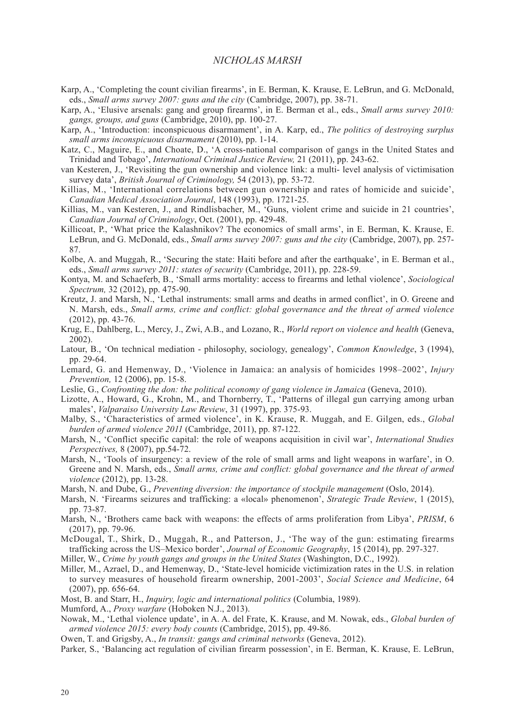Karp, A., 'Completing the count civilian firearms', in E. Berman, K. Krause, E. LeBrun, and G. McDonald, eds., *Small arms survey 2007: guns and the city* (Cambridge, 2007), pp. 38-71.

Karp, A., 'Elusive arsenals: gang and group firearms', in E. Berman et al., eds., *Small arms survey 2010: gangs, groups, and guns* (Cambridge, 2010), pp. 100-27.

Karp, A., 'Introduction: inconspicuous disarmament', in A. Karp, ed., *The politics of destroying surplus small arms inconspicuous disarmament* (2010), pp. 1-14.

Katz, C., Maguire, E., and Choate, D., 'A cross-national comparison of gangs in the United States and Trinidad and Tobago', *International Criminal Justice Review,* 21 (2011), pp. 243-62.

van Kesteren, J., 'Revisiting the gun ownership and violence link: a multi- level analysis of victimisation survey data', *British Journal of Criminology,* 54 (2013), pp. 53-72.

Killias, M., 'International correlations between gun ownership and rates of homicide and suicide', *Canadian Medical Association Journal*, 148 (1993), pp. 1721-25.

Killias, M., van Kesteren, J., and Rindlisbacher, M., 'Guns, violent crime and suicide in 21 countries', *Canadian Journal of Criminology*, Oct. (2001), pp. 429-48.

Killicoat, P., 'What price the Kalashnikov? The economics of small arms', in E. Berman, K. Krause, E. LeBrun, and G. McDonald, eds., *Small arms survey 2007: guns and the city* (Cambridge, 2007), pp. 257-87.

Kolbe, A. and Muggah, R., 'Securing the state: Haiti before and after the earthquake', in E. Berman et al., eds., *Small arms survey 2011: states of security* (Cambridge, 2011), pp. 228-59.

Kontya, M. and Schaeferb, B., 'Small arms mortality: access to firearms and lethal violence', *Sociological Spectrum,* 32 (2012), pp. 475-90.

Kreutz, J. and Marsh, N., 'Lethal instruments: small arms and deaths in armed conflict', in O. Greene and N. Marsh, eds., *Small arms, crime and conflict: global governance and the threat of armed violence* (2012), pp. 43-76.

Krug, E., Dahlberg, L., Mercy, J., Zwi, A.B., and Lozano, R., *World report on violence and health* (Geneva, 2002).

Latour, B., 'On technical mediation - philosophy, sociology, genealogy', *Common Knowledge*, 3 (1994), pp. 29-64.

Lemard, G. and Hemenway, D., 'Violence in Jamaica: an analysis of homicides 1998–2002', *Injury Prevention,* 12 (2006), pp. 15-8.

Leslie, G., *Confronting the don: the political economy of gang violence in Jamaica* (Geneva, 2010).

Lizotte, A., Howard, G., Krohn, M., and Thornberry, T., 'Patterns of illegal gun carrying among urban males', *Valparaiso University Law Review*, 31 (1997), pp. 375-93.

Malby, S., 'Characteristics of armed violence', in K. Krause, R. Muggah, and E. Gilgen, eds., *Global burden of armed violence 2011* (Cambridge, 2011), pp. 87-122.

Marsh, N., 'Conflict specific capital: the role of weapons acquisition in civil war', *International Studies Perspectives,* 8 (2007), pp.54-72.

Marsh, N., 'Tools of insurgency: a review of the role of small arms and light weapons in warfare', in O. Greene and N. Marsh, eds., *Small arms, crime and conflict: global governance and the threat of armed violence* (2012), pp. 13-28.

Marsh, N. and Dube, G., *Preventing diversion: the importance of stockpile management* (Oslo, 2014).

Marsh, N. 'Firearms seizures and trafficking: a «local» phenomenon', *Strategic Trade Review*, 1 (2015), pp. 73-87.

Marsh, N., 'Brothers came back with weapons: the effects of arms proliferation from Libya', *PRISM*, 6 (2017), pp. 79-96.

McDougal, T., Shirk, D., Muggah, R., and Patterson, J., 'The way of the gun: estimating firearms trafficking across the US–Mexico border', *Journal of Economic Geography*, 15 (2014), pp. 297-327.

Miller, W., *Crime by youth gangs and groups in the United States* (Washington, D.C., 1992).

Miller, M., Azrael, D., and Hemenway, D., 'State-level homicide victimization rates in the U.S. in relation to survey measures of household firearm ownership, 2001-2003', *Social Science and Medicine*, 64 (2007), pp. 656-64.

Most, B. and Starr, H., *Inquiry, logic and international politics* (Columbia, 1989).

Mumford, A., *Proxy warfare* (Hoboken N.J., 2013).

Nowak, M., 'Lethal violence update', in A. A. del Frate, K. Krause, and M. Nowak, eds., *Global burden of armed violence 2015: every body counts* (Cambridge, 2015), pp. 49-86.

Owen, T. and Grigsby, A., *In transit: gangs and criminal networks* (Geneva, 2012).

Parker, S., 'Balancing act regulation of civilian firearm possession', in E. Berman, K. Krause, E. LeBrun,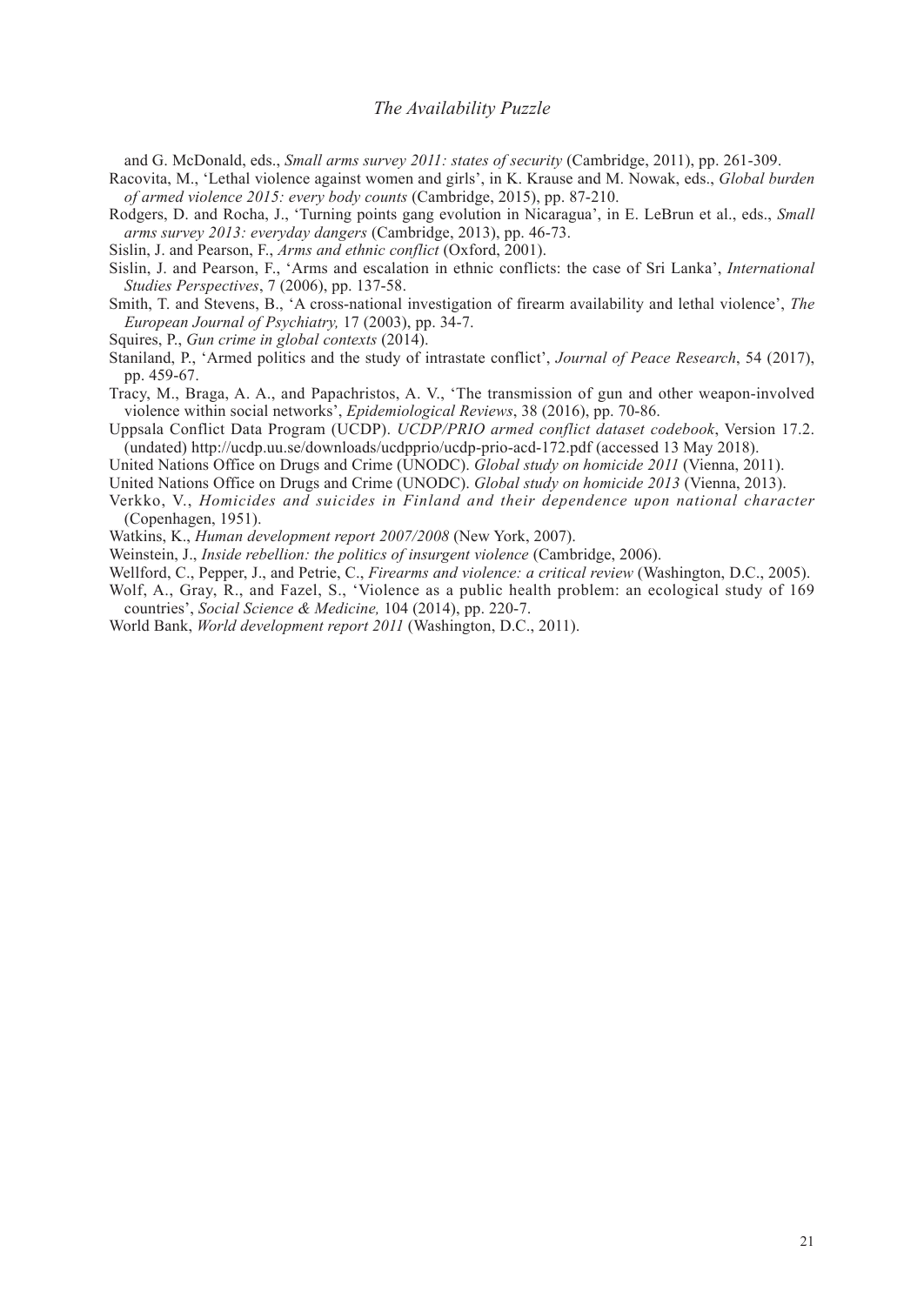and G. McDonald, eds., *Small arms survey 2011: states of security* (Cambridge, 2011), pp. 261-309.

Racovita, M., 'Lethal violence against women and girls', in K. Krause and M. Nowak, eds., *Global burden of armed violence 2015: every body counts* (Cambridge, 2015), pp. 87-210.

Rodgers, D. and Rocha, J., 'Turning points gang evolution in Nicaragua', in E. LeBrun et al., eds., *Small arms survey 2013: everyday dangers* (Cambridge, 2013), pp. 46-73.

Sislin, J. and Pearson, F., *Arms and ethnic conflict* (Oxford, 2001).

Sislin, J. and Pearson, F., 'Arms and escalation in ethnic conflicts: the case of Sri Lanka', *International Studies Perspectives*, 7 (2006), pp. 137-58.

Smith, T. and Stevens, B., 'A cross-national investigation of firearm availability and lethal violence', *The European Journal of Psychiatry,* 17 (2003), pp. 34-7.

Squires, P., *Gun crime in global contexts* (2014).

Staniland, P., 'Armed politics and the study of intrastate conflict', *Journal of Peace Research*, 54 (2017), pp. 459-67.

Tracy, M., Braga, A. A., and Papachristos, A. V., 'The transmission of gun and other weapon-involved violence within social networks', *Epidemiological Reviews*, 38 (2016), pp. 70-86.

Uppsala Conflict Data Program (UCDP). *UCDP/PRIO armed conflict dataset codebook*, Version 17.2. (undated) http://ucdp.uu.se/downloads/ucdpprio/ucdp-prio-acd-172.pdf (accessed 13 May 2018).

United Nations Office on Drugs and Crime (UNODC). *Global study on homicide 2011* (Vienna, 2011).

United Nations Office on Drugs and Crime (UNODC). *Global study on homicide 2013* (Vienna, 2013).

Verkko, V., *Homicides and suicides in Finland and their dependence upon national character* (Copenhagen, 1951).

Watkins, K., *Human development report 2007/2008* (New York, 2007).

Weinstein, J., *Inside rebellion: the politics of insurgent violence* (Cambridge, 2006).

Wellford, C., Pepper, J., and Petrie, C., *Firearms and violence: a critical review* (Washington, D.C., 2005).

Wolf, A., Gray, R., and Fazel, S., 'Violence as a public health problem: an ecological study of 169 countries', *Social Science & Medicine,* 104 (2014), pp. 220-7.

World Bank, *World development report 2011* (Washington, D.C., 2011).